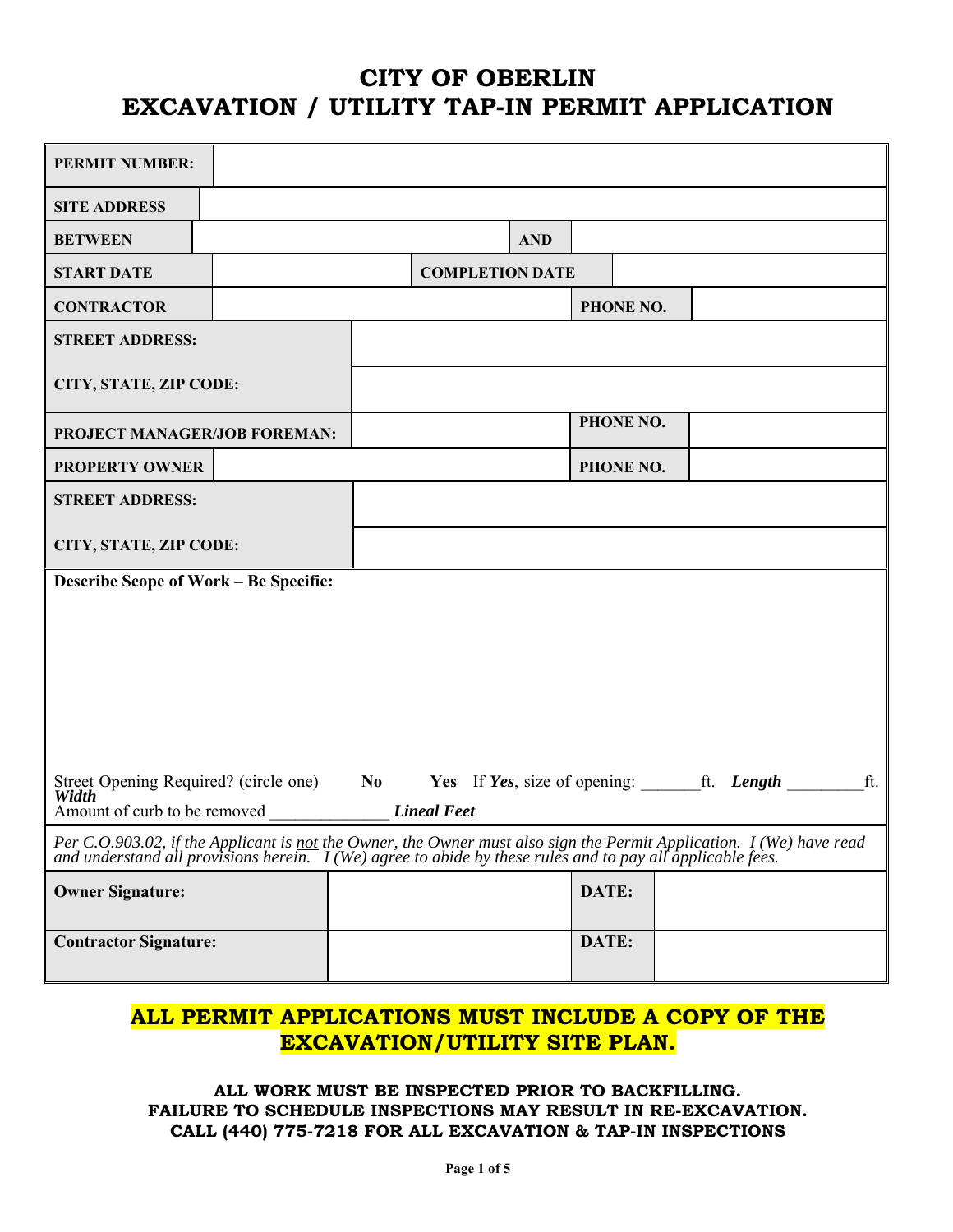# CITY OF OBERLIN
# EXCAVATION / UTILITY TAP-IN PERMIT APPLICATION

| | | | |
|---|---|---|---|
| **PERMIT NUMBER:** | | | |
| **SITE ADDRESS** | | | |
| **BETWEEN** | | **AND** | |
| **START DATE** | | **COMPLETION DATE** | |
| **CONTRACTOR** | | **PHONE NO.** | |
| **STREET ADDRESS:** | | | |
| **CITY, STATE, ZIP CODE:** | | | |
| **PROJECT MANAGER/JOB FOREMAN:** | | **PHONE NO.** | |
| **PROPERTY OWNER** | | **PHONE NO.** | |
| **STREET ADDRESS:** | | | |
| **CITY, STATE, ZIP CODE:** | | | |

**Describe Scope of Work – Be Specific:**

Street Opening Required? (circle one) **No** **Yes** If ***Yes***, size of opening: _______ft. ***Length*** _________ft. ***Width***

Amount of curb to be removed ______________ ***Lineal Feet***

*Per C.O.903.02, if the Applicant is not the Owner, the Owner must also sign the Permit Application. I (We) have read and understand all provisions herein. I (We) agree to abide by these rules and to pay all applicable fees.*

| | | | |
|---|---|---|---|
| **Owner Signature:** | | **DATE:** | |
| **Contractor Signature:** | | **DATE:** | |

**ALL PERMIT APPLICATIONS MUST INCLUDE A COPY OF THE EXCAVATION/UTILITY SITE PLAN.**

**ALL WORK MUST BE INSPECTED PRIOR TO BACKFILLING.**
**FAILURE TO SCHEDULE INSPECTIONS MAY RESULT IN RE-EXCAVATION.**
**CALL (440) 775-7218 FOR ALL EXCAVATION & TAP-IN INSPECTIONS**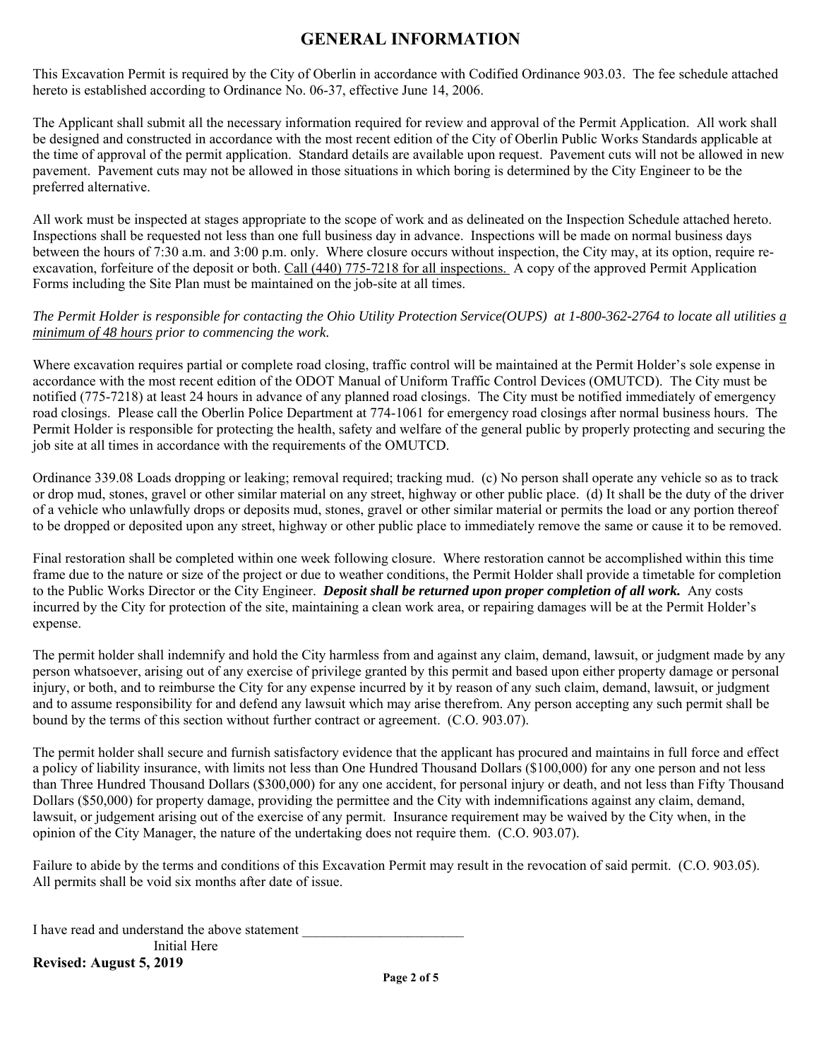# GENERAL INFORMATION

This Excavation Permit is required by the City of Oberlin in accordance with Codified Ordinance 903.03. The fee schedule attached hereto is established according to Ordinance No. 06-37, effective June 14, 2006.

The Applicant shall submit all the necessary information required for review and approval of the Permit Application. All work shall be designed and constructed in accordance with the most recent edition of the City of Oberlin Public Works Standards applicable at the time of approval of the permit application. Standard details are available upon request. Pavement cuts will not be allowed in new pavement. Pavement cuts may not be allowed in those situations in which boring is determined by the City Engineer to be the preferred alternative.

All work must be inspected at stages appropriate to the scope of work and as delineated on the Inspection Schedule attached hereto. Inspections shall be requested not less than one full business day in advance. Inspections will be made on normal business days between the hours of 7:30 a.m. and 3:00 p.m. only. Where closure occurs without inspection, the City may, at its option, require re-excavation, forfeiture of the deposit or both. Call (440) 775-7218 for all inspections. A copy of the approved Permit Application Forms including the Site Plan must be maintained on the job-site at all times.

*The Permit Holder is responsible for contacting the Ohio Utility Protection Service(OUPS) at 1-800-362-2764 to locate all utilities a minimum of 48 hours prior to commencing the work.*

Where excavation requires partial or complete road closing, traffic control will be maintained at the Permit Holder's sole expense in accordance with the most recent edition of the ODOT Manual of Uniform Traffic Control Devices (OMUTCD). The City must be notified (775-7218) at least 24 hours in advance of any planned road closings. The City must be notified immediately of emergency road closings. Please call the Oberlin Police Department at 774-1061 for emergency road closings after normal business hours. The Permit Holder is responsible for protecting the health, safety and welfare of the general public by properly protecting and securing the job site at all times in accordance with the requirements of the OMUTCD.

Ordinance 339.08 Loads dropping or leaking; removal required; tracking mud. (c) No person shall operate any vehicle so as to track or drop mud, stones, gravel or other similar material on any street, highway or other public place. (d) It shall be the duty of the driver of a vehicle who unlawfully drops or deposits mud, stones, gravel or other similar material or permits the load or any portion thereof to be dropped or deposited upon any street, highway or other public place to immediately remove the same or cause it to be removed.

Final restoration shall be completed within one week following closure. Where restoration cannot be accomplished within this time frame due to the nature or size of the project or due to weather conditions, the Permit Holder shall provide a timetable for completion to the Public Works Director or the City Engineer. ***Deposit shall be returned upon proper completion of all work.*** Any costs incurred by the City for protection of the site, maintaining a clean work area, or repairing damages will be at the Permit Holder's expense.

The permit holder shall indemnify and hold the City harmless from and against any claim, demand, lawsuit, or judgment made by any person whatsoever, arising out of any exercise of privilege granted by this permit and based upon either property damage or personal injury, or both, and to reimburse the City for any expense incurred by it by reason of any such claim, demand, lawsuit, or judgment and to assume responsibility for and defend any lawsuit which may arise therefrom. Any person accepting any such permit shall be bound by the terms of this section without further contract or agreement. (C.O. 903.07).

The permit holder shall secure and furnish satisfactory evidence that the applicant has procured and maintains in full force and effect a policy of liability insurance, with limits not less than One Hundred Thousand Dollars ($100,000) for any one person and not less than Three Hundred Thousand Dollars ($300,000) for any one accident, for personal injury or death, and not less than Fifty Thousand Dollars ($50,000) for property damage, providing the permittee and the City with indemnifications against any claim, demand, lawsuit, or judgement arising out of the exercise of any permit. Insurance requirement may be waived by the City when, in the opinion of the City Manager, the nature of the undertaking does not require them. (C.O. 903.07).

Failure to abide by the terms and conditions of this Excavation Permit may result in the revocation of said permit. (C.O. 903.05). All permits shall be void six months after date of issue.

I have read and understand the above statement _______________________
Initial Here

**Revised: August 5, 2019**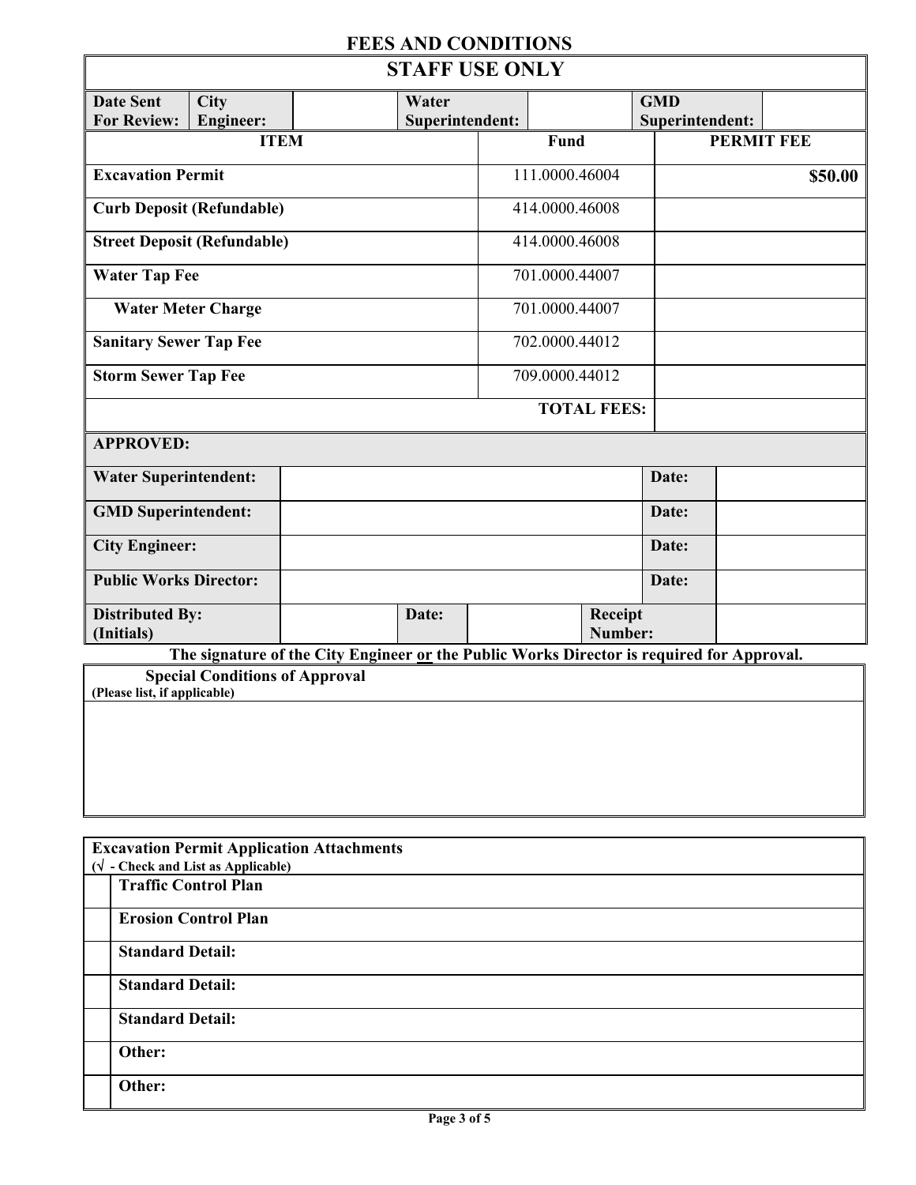## FEES AND CONDITIONS

| STAFF USE ONLY | | | | | |
|---|---|---|---|---|---|
| **Date Sent For Review:** | **City Engineer:** | | **Water Superintendent:** | | **GMD Superintendent:** |

| ITEM | Fund | PERMIT FEE |
|---|---|---|
| **Excavation Permit** | 111.0000.46004 | **$50.00** |
| **Curb Deposit (Refundable)** | 414.0000.46008 | |
| **Street Deposit (Refundable)** | 414.0000.46008 | |
| **Water Tap Fee** | 701.0000.44007 | |
| **Water Meter Charge** | 701.0000.44007 | |
| **Sanitary Sewer Tap Fee** | 702.0000.44012 | |
| **Storm Sewer Tap Fee** | 709.0000.44012 | |
| | **TOTAL FEES:** | |

| APPROVED: | | | | | |
|---|---|---|---|---|---|
| **Water Superintendent:** | | | | **Date:** | |
| **GMD Superintendent:** | | | | **Date:** | |
| **City Engineer:** | | | | **Date:** | |
| **Public Works Director:** | | | | **Date:** | |
| **Distributed By: (Initials)** | | **Date:** | | **Receipt Number:** | |

**The signature of the City Engineer or the Public Works Director is required for Approval.**

**Special Conditions of Approval**
**(Please list, if applicable)**

| Excavation Permit Application Attachments (√ - Check and List as Applicable) | |
|---|---|
| | **Traffic Control Plan** |
| | **Erosion Control Plan** |
| | **Standard Detail:** |
| | **Standard Detail:** |
| | **Standard Detail:** |
| | **Other:** |
| | **Other:** |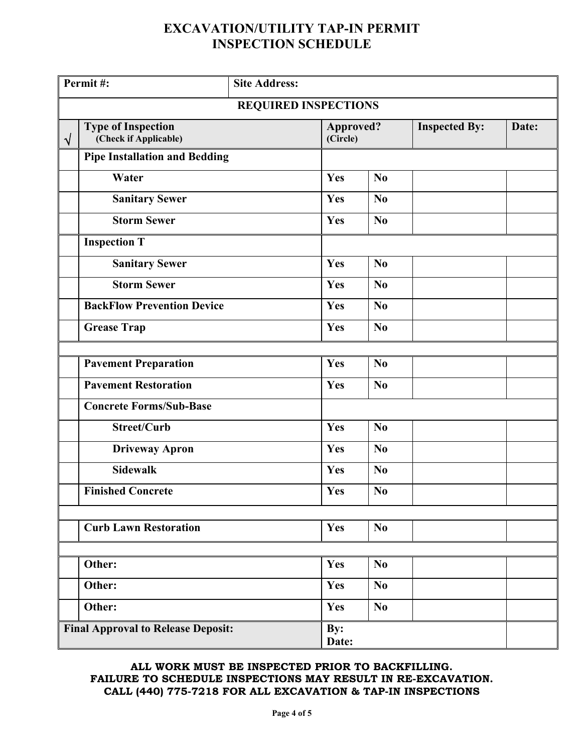# EXCAVATION/UTILITY TAP-IN PERMIT
# INSPECTION SCHEDULE

| **Permit #:** | **Site Address:** | | | | |
|---|---|---|---|---|---|
| | **REQUIRED INSPECTIONS** | | | | |
| **√** | **Type of Inspection** **(Check if Applicable)** | **Approved?** **(Circle)** | | **Inspected By:** | **Date:** |
| | **Pipe Installation and Bedding** | | | | |
| | **Water** | **Yes** | **No** | | |
| | **Sanitary Sewer** | **Yes** | **No** | | |
| | **Storm Sewer** | **Yes** | **No** | | |
| | **Inspection T** | | | | |
| | **Sanitary Sewer** | **Yes** | **No** | | |
| | **Storm Sewer** | **Yes** | **No** | | |
| | **BackFlow Prevention Device** | **Yes** | **No** | | |
| | **Grease Trap** | **Yes** | **No** | | |
| | | | | | |
| | **Pavement Preparation** | **Yes** | **No** | | |
| | **Pavement Restoration** | **Yes** | **No** | | |
| | **Concrete Forms/Sub-Base** | | | | |
| | **Street/Curb** | **Yes** | **No** | | |
| | **Driveway Apron** | **Yes** | **No** | | |
| | **Sidewalk** | **Yes** | **No** | | |
| | **Finished Concrete** | **Yes** | **No** | | |
| | | | | | |
| | **Curb Lawn Restoration** | **Yes** | **No** | | |
| | | | | | |
| | **Other:** | **Yes** | **No** | | |
| | **Other:** | **Yes** | **No** | | |
| | **Other:** | **Yes** | **No** | | |
| **Final Approval to Release Deposit:** | | **By:** **Date:** | | | |

**ALL WORK MUST BE INSPECTED PRIOR TO BACKFILLING.**
**FAILURE TO SCHEDULE INSPECTIONS MAY RESULT IN RE-EXCAVATION.**
**CALL (440) 775-7218 FOR ALL EXCAVATION & TAP-IN INSPECTIONS**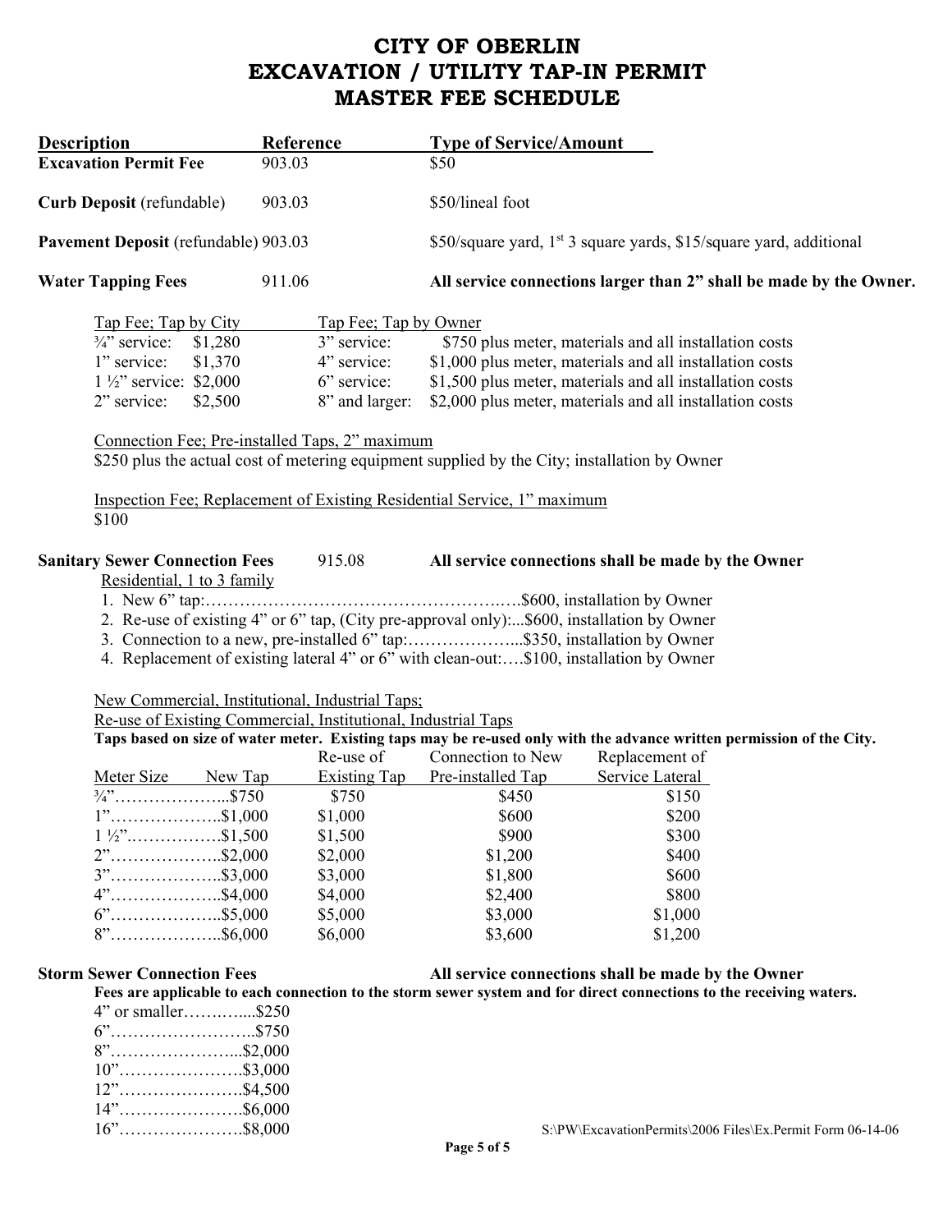# CITY OF OBERLIN
# EXCAVATION / UTILITY TAP-IN PERMIT
# MASTER FEE SCHEDULE

| Description | Reference | Type of Service/Amount |
|---|---|---|
| **Excavation Permit Fee** | 903.03 | $50 |
| **Curb Deposit** (refundable) | 903.03 | $50/lineal foot |
| **Pavement Deposit** (refundable) | 903.03 | $50/square yard, 1st 3 square yards, $15/square yard, additional |
| **Water Tapping Fees** | 911.06 | **All service connections larger than 2" shall be made by the Owner.** |

| Tap Fee; Tap by City | | Tap Fee; Tap by Owner | |
|---|---|---|---|
| ¾" service: | $1,280 | 3" service: | $750 plus meter, materials and all installation costs |
| 1" service: | $1,370 | 4" service: | $1,000 plus meter, materials and all installation costs |
| 1 ½" service: | $2,000 | 6" service: | $1,500 plus meter, materials and all installation costs |
| 2" service: | $2,500 | 8" and larger: | $2,000 plus meter, materials and all installation costs |

Connection Fee; Pre-installed Taps, 2" maximum
$250 plus the actual cost of metering equipment supplied by the City; installation by Owner

Inspection Fee; Replacement of Existing Residential Service, 1" maximum
$100

**Sanitary Sewer Connection Fees** 915.08 **All service connections shall be made by the Owner**

Residential, 1 to 3 family

1. New 6" tap:………………………………………………….$600, installation by Owner
2. Re-use of existing 4" or 6" tap, (City pre-approval only):...$600, installation by Owner
3. Connection to a new, pre-installed 6" tap:………………...$350, installation by Owner
4. Replacement of existing lateral 4" or 6" with clean-out:….$100, installation by Owner

New Commercial, Institutional, Industrial Taps;
Re-use of Existing Commercial, Institutional, Industrial Taps

**Taps based on size of water meter. Existing taps may be re-used only with the advance written permission of the City.**

| Meter Size | New Tap | Re-use of Existing Tap | Connection to New Pre-installed Tap | Replacement of Service Lateral |
|---|---|---|---|---|
| ¾" | $750 | $750 | $450 | $150 |
| 1" | $1,000 | $1,000 | $600 | $200 |
| 1 ½" | $1,500 | $1,500 | $900 | $300 |
| 2" | $2,000 | $2,000 | $1,200 | $400 |
| 3" | $3,000 | $3,000 | $1,800 | $600 |
| 4" | $4,000 | $4,000 | $2,400 | $800 |
| 6" | $5,000 | $5,000 | $3,000 | $1,000 |
| 8" | $6,000 | $6,000 | $3,600 | $1,200 |

**Storm Sewer Connection Fees** **All service connections shall be made by the Owner**

**Fees are applicable to each connection to the storm sewer system and for direct connections to the receiving waters.**

4" or smaller……….....$250
6"……………………..$750
8"…………………...$2,000
10"………………….$3,000
12"………………….$4,500
14"………………….$6,000
16"………………….$8,000

S:\PW\ExcavationPermits\2006 Files\Ex.Permit Form 06-14-06